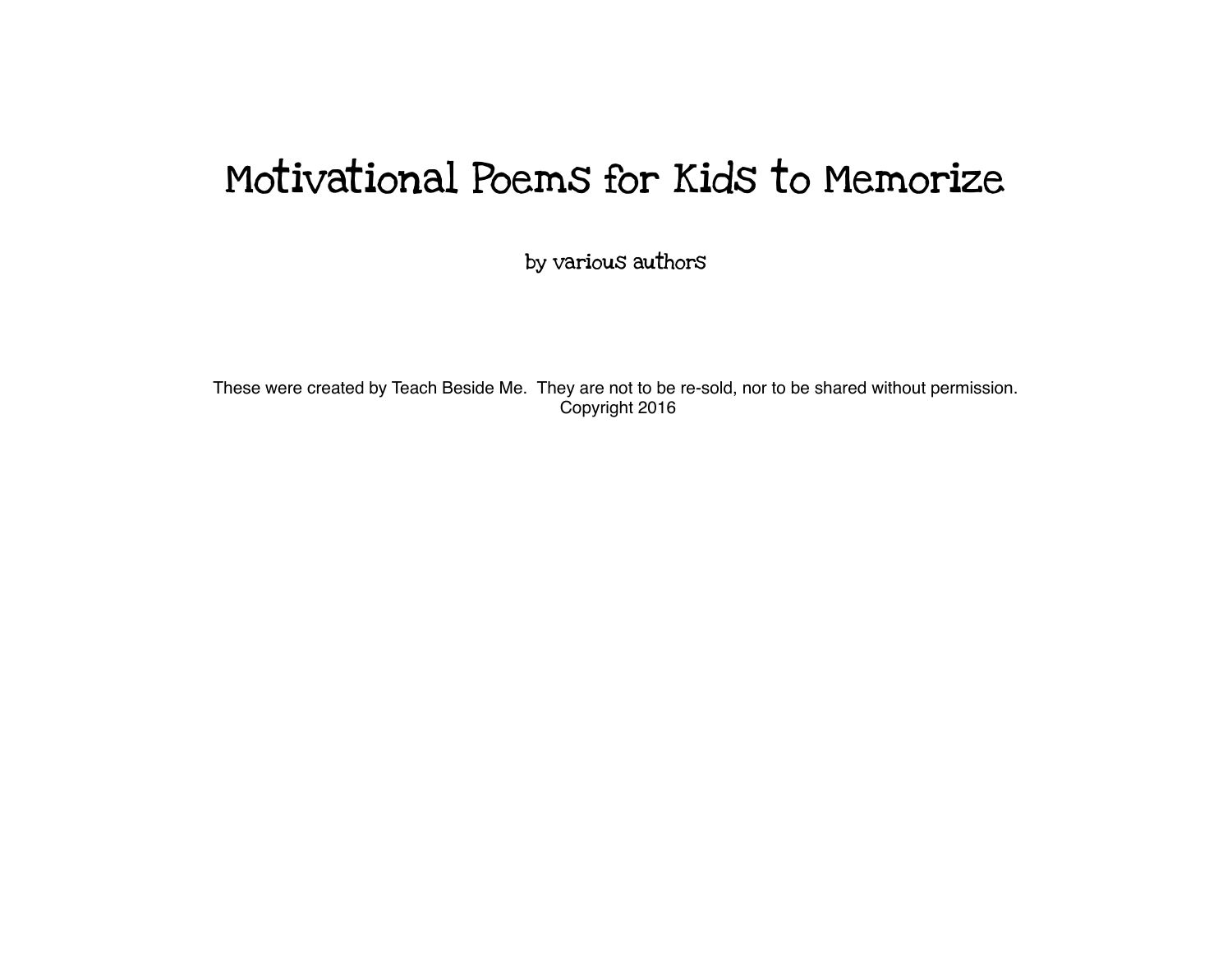# Motivational Poems for Kids to Memorize

by various authors

These were created by Teach Beside Me. They are not to be re-sold, nor to be shared without permission.
Copyright 2016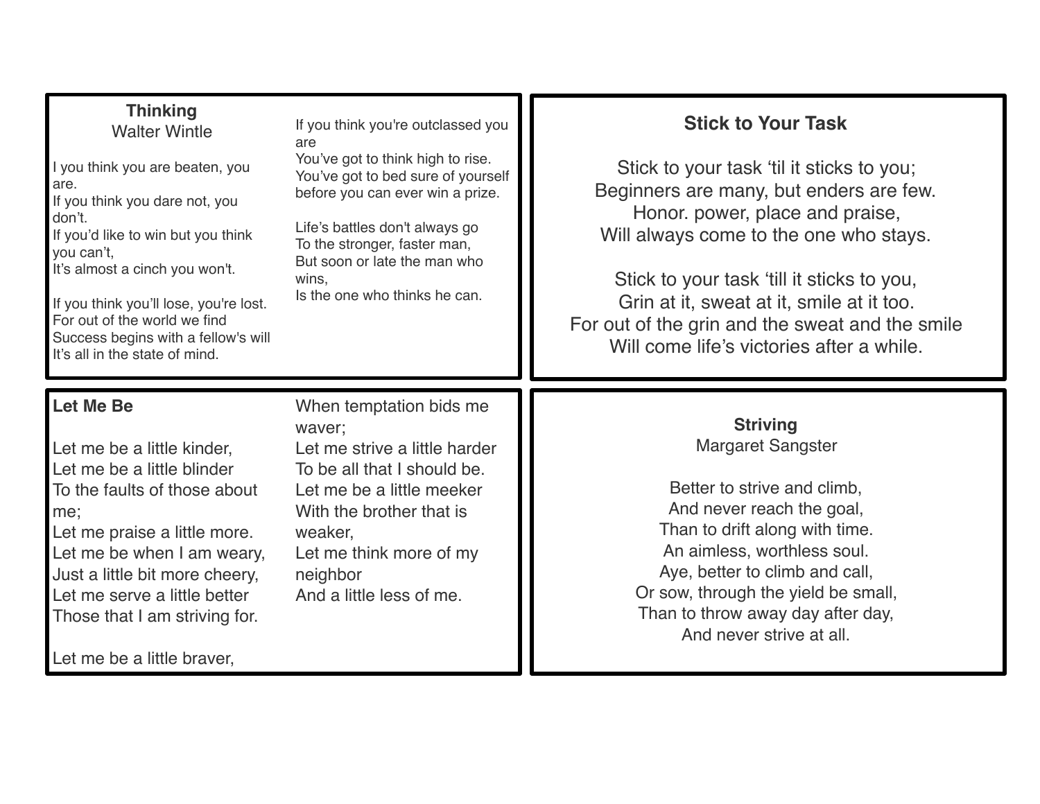## Thinking

Walter Wintle

I you think you are beaten, you are.
If you think you dare not, you don't.
If you'd like to win but you think you can't,
It's almost a cinch you won't.

If you think you'll lose, you're lost.
For out of the world we find
Success begins with a fellow's will
It's all in the state of mind.

If you think you're outclassed you are
You've got to think high to rise.
You've got to bed sure of yourself before you can ever win a prize.

Life's battles don't always go
To the stronger, faster man,
But soon or late the man who wins,
Is the one who thinks he can.

## Stick to Your Task

Stick to your task 'til it sticks to you;
Beginners are many, but enders are few.
Honor. power, place and praise,
Will always come to the one who stays.

Stick to your task 'till it sticks to you,
Grin at it, sweat at it, smile at it too.
For out of the grin and the sweat and the smile
Will come life's victories after a while.

## Let Me Be

Let me be a little kinder,
Let me be a little blinder
To the faults of those about me;
Let me praise a little more.
Let me be when I am weary,
Just a little bit more cheery,
Let me serve a little better
Those that I am striving for.

Let me be a little braver,
When temptation bids me waver;
Let me strive a little harder
To be all that I should be.
Let me be a little meeker
With the brother that is weaker,
Let me think more of my neighbor
And a little less of me.

## Striving

Margaret Sangster

Better to strive and climb,
And never reach the goal,
Than to drift along with time.
An aimless, worthless soul.
Aye, better to climb and call,
Or sow, through the yield be small,
Than to throw away day after day,
And never strive at all.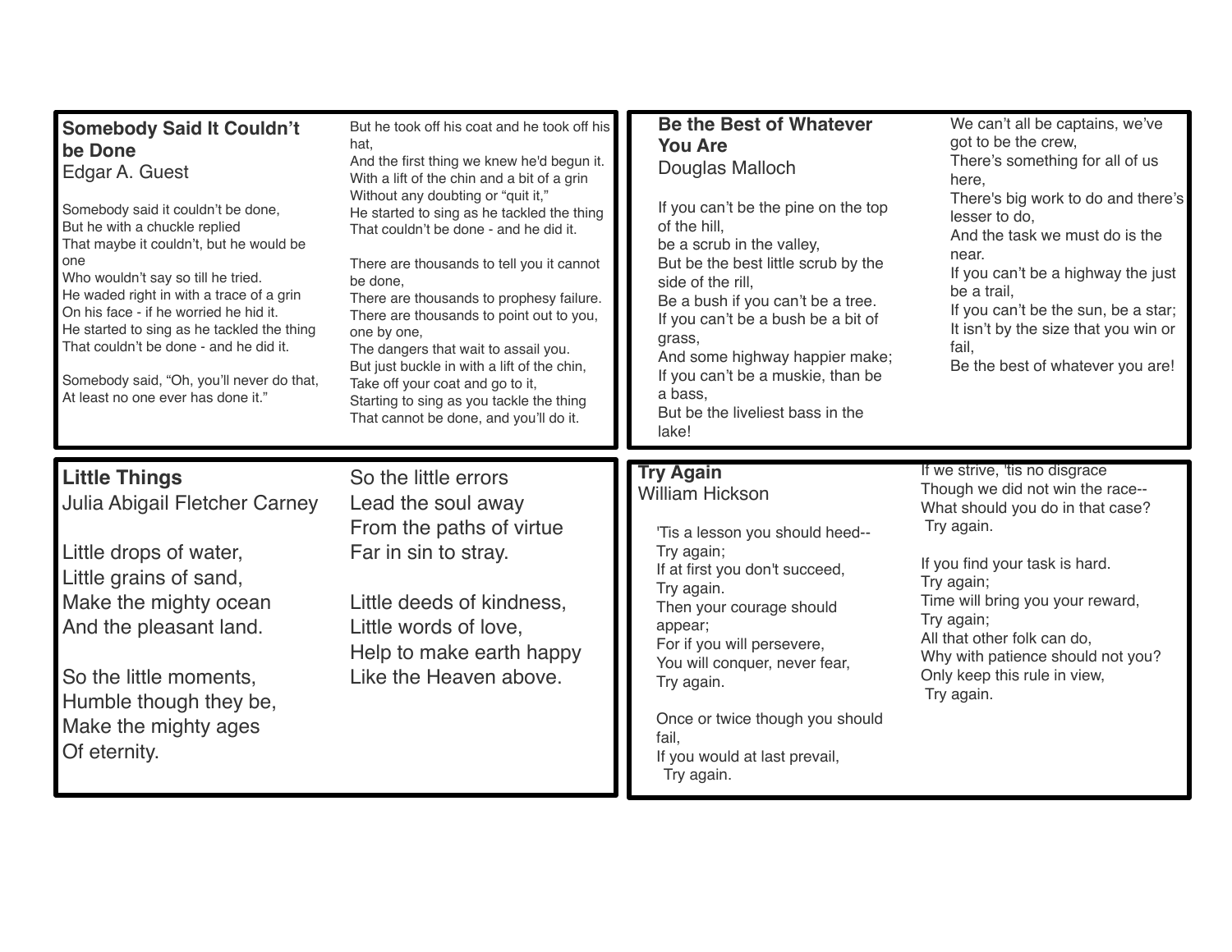## Somebody Said It Couldn't be Done

Edgar A. Guest

Somebody said it couldn't be done,
But he with a chuckle replied
That maybe it couldn't, but he would be one
Who wouldn't say so till he tried.
He waded right in with a trace of a grin
On his face - if he worried he hid it.
He started to sing as he tackled the thing
That couldn't be done - and he did it.

Somebody said, "Oh, you'll never do that,
At least no one ever has done it."
But he took off his coat and he took off his hat,
And the first thing we knew he'd begun it.
With a lift of the chin and a bit of a grin
Without any doubting or "quit it,"
He started to sing as he tackled the thing
That couldn't be done - and he did it.

There are thousands to tell you it cannot be done,
There are thousands to prophesy failure.
There are thousands to point out to you, one by one,
The dangers that wait to assail you.
But just buckle in with a lift of the chin,
Take off your coat and go to it,
Starting to sing as you tackle the thing
That cannot be done, and you'll do it.

## Be the Best of Whatever You Are

Douglas Malloch

If you can't be the pine on the top of the hill,
be a scrub in the valley,
But be the best little scrub by the side of the rill,
Be a bush if you can't be a tree.
If you can't be a bush be a bit of grass,
And some highway happier make;
If you can't be a muskie, than be a bass,
But be the liveliest bass in the lake!

We can't all be captains, we've got to be the crew,
There's something for all of us here,
There's big work to do and there's lesser to do,
And the task we must do is the near.
If you can't be a highway the just be a trail,
If you can't be the sun, be a star;
It isn't by the size that you win or fail,
Be the best of whatever you are!

## Little Things

Julia Abigail Fletcher Carney

Little drops of water,
Little grains of sand,
Make the mighty ocean
And the pleasant land.

So the little moments,
Humble though they be,
Make the mighty ages
Of eternity.

So the little errors
Lead the soul away
From the paths of virtue
Far in sin to stray.

Little deeds of kindness,
Little words of love,
Help to make earth happy
Like the Heaven above.

## Try Again

William Hickson

'Tis a lesson you should heed--
Try again;
If at first you don't succeed,
Try again.
Then your courage should appear;
For if you will persevere,
You will conquer, never fear,
Try again.

Once or twice though you should fail,
If you would at last prevail,
Try again.
If we strive, 'tis no disgrace
Though we did not win the race--
What should you do in that case?
Try again.

If you find your task is hard.
Try again;
Time will bring you your reward,
Try again;
All that other folk can do,
Why with patience should not you?
Only keep this rule in view,
Try again.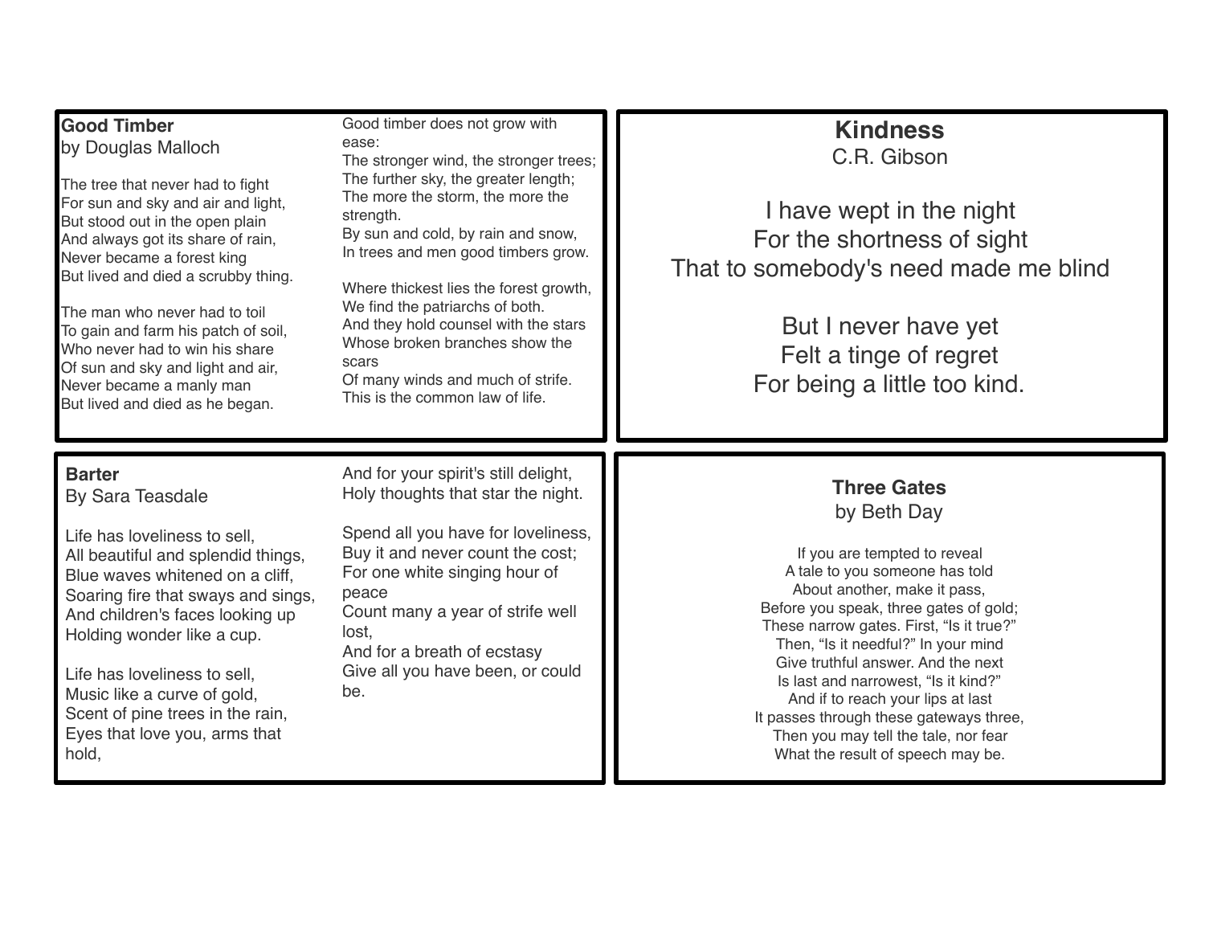## Good Timber
by Douglas Malloch

The tree that never had to fight
For sun and sky and air and light,
But stood out in the open plain
And always got its share of rain,
Never became a forest king
But lived and died a scrubby thing.

The man who never had to toil
To gain and farm his patch of soil,
Who never had to win his share
Of sun and sky and light and air,
Never became a manly man
But lived and died as he began.

Good timber does not grow with ease:
The stronger wind, the stronger trees;
The further sky, the greater length;
The more the storm, the more the strength.
By sun and cold, by rain and snow,
In trees and men good timbers grow.

Where thickest lies the forest growth,
We find the patriarchs of both.
And they hold counsel with the stars
Whose broken branches show the scars
Of many winds and much of strife.
This is the common law of life.

## Kindness
C.R. Gibson

I have wept in the night
For the shortness of sight
That to somebody's need made me blind

But I never have yet
Felt a tinge of regret
For being a little too kind.

## Barter
By Sara Teasdale

Life has loveliness to sell,
All beautiful and splendid things,
Blue waves whitened on a cliff,
Soaring fire that sways and sings,
And children's faces looking up
Holding wonder like a cup.

Life has loveliness to sell,
Music like a curve of gold,
Scent of pine trees in the rain,
Eyes that love you, arms that hold,
And for your spirit's still delight,
Holy thoughts that star the night.

Spend all you have for loveliness,
Buy it and never count the cost;
For one white singing hour of peace
Count many a year of strife well lost,
And for a breath of ecstasy
Give all you have been, or could be.

## Three Gates
by Beth Day

If you are tempted to reveal
A tale to you someone has told
About another, make it pass,
Before you speak, three gates of gold;
These narrow gates. First, "Is it true?"
Then, "Is it needful?" In your mind
Give truthful answer. And the next
Is last and narrowest, "Is it kind?"
And if to reach your lips at last
It passes through these gateways three,
Then you may tell the tale, nor fear
What the result of speech may be.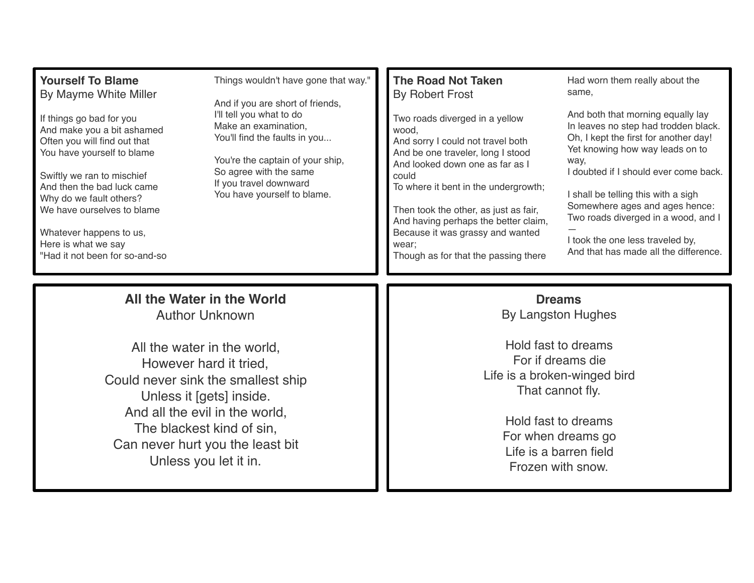## Yourself To Blame

By Mayme White Miller

If things go bad for you
And make you a bit ashamed
Often you will find out that
You have yourself to blame

Swiftly we ran to mischief
And then the bad luck came
Why do we fault others?
We have ourselves to blame

Whatever happens to us,
Here is what we say
"Had it not been for so-and-so
Things wouldn't have gone that way."

And if you are short of friends,
I'll tell you what to do
Make an examination,
You'll find the faults in you...

You're the captain of your ship,
So agree with the same
If you travel downward
You have yourself to blame.

## The Road Not Taken

By Robert Frost

Two roads diverged in a yellow wood,
And sorry I could not travel both
And be one traveler, long I stood
And looked down one as far as I could
To where it bent in the undergrowth;

Then took the other, as just as fair,
And having perhaps the better claim,
Because it was grassy and wanted wear;
Though as for that the passing there
Had worn them really about the same,

And both that morning equally lay
In leaves no step had trodden black.
Oh, I kept the first for another day!
Yet knowing how way leads on to way,
I doubted if I should ever come back.

I shall be telling this with a sigh
Somewhere ages and ages hence:
Two roads diverged in a wood, and I —
I took the one less traveled by,
And that has made all the difference.

## All the Water in the World

Author Unknown

All the water in the world,
However hard it tried,
Could never sink the smallest ship
Unless it [gets] inside.
And all the evil in the world,
The blackest kind of sin,
Can never hurt you the least bit
Unless you let it in.

## Dreams

By Langston Hughes

Hold fast to dreams
For if dreams die
Life is a broken-winged bird
That cannot fly.

Hold fast to dreams
For when dreams go
Life is a barren field
Frozen with snow.